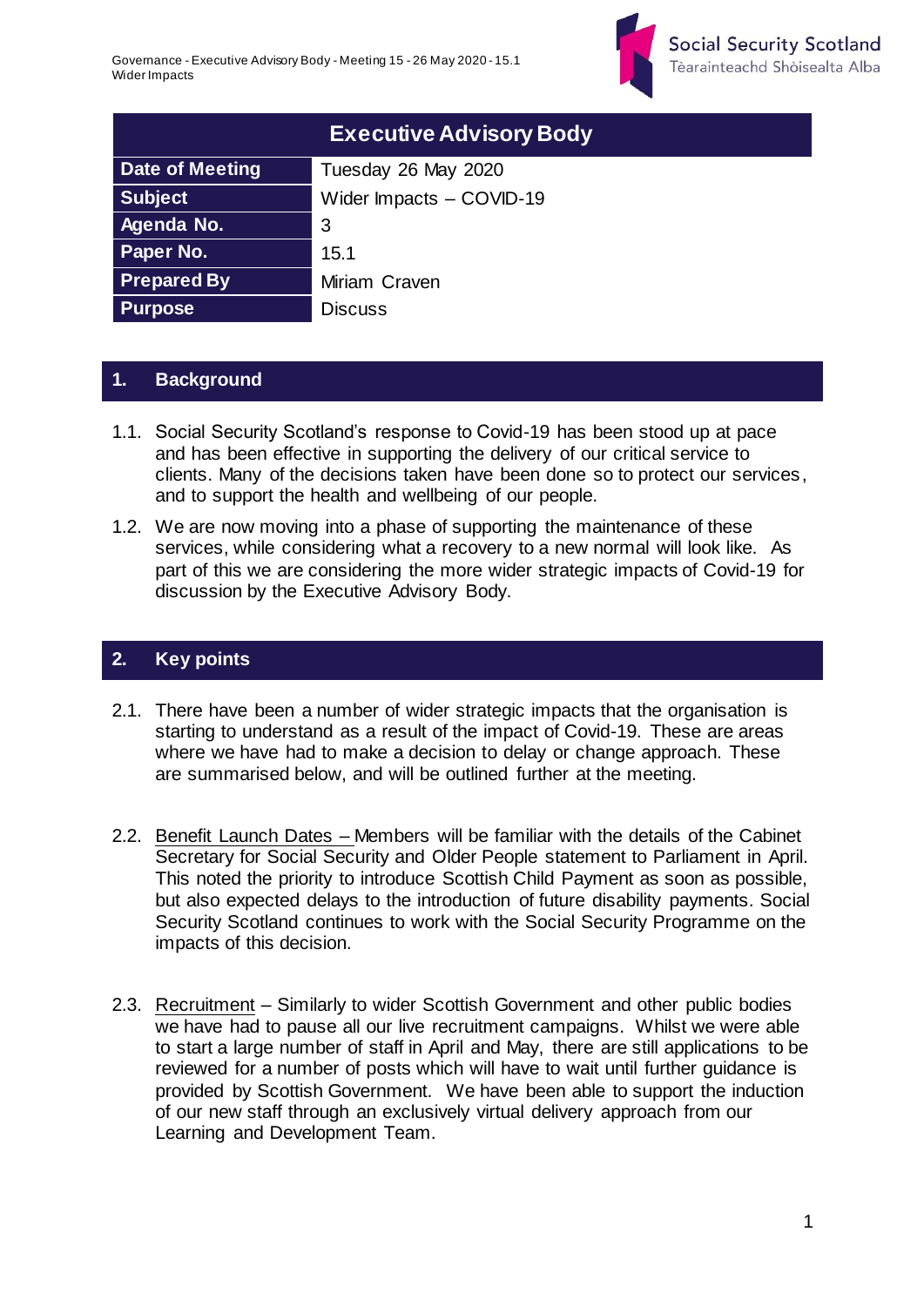| Executive Advisory Body | |
|---|---|
| **Date of Meeting** | Tuesday 26 May 2020 |
| **Subject** | Wider Impacts – COVID-19 |
| **Agenda No.** | 3 |
| **Paper No.** | 15.1 |
| **Prepared By** | Miriam Craven |
| **Purpose** | Discuss |

## 1. Background

1.1. Social Security Scotland's response to Covid-19 has been stood up at pace and has been effective in supporting the delivery of our critical service to clients. Many of the decisions taken have been done so to protect our services, and to support the health and wellbeing of our people.

1.2. We are now moving into a phase of supporting the maintenance of these services, while considering what a recovery to a new normal will look like. As part of this we are considering the more wider strategic impacts of Covid-19 for discussion by the Executive Advisory Body.

## 2. Key points

2.1. There have been a number of wider strategic impacts that the organisation is starting to understand as a result of the impact of Covid-19. These are areas where we have had to make a decision to delay or change approach. These are summarised below, and will be outlined further at the meeting.

2.2. Benefit Launch Dates – Members will be familiar with the details of the Cabinet Secretary for Social Security and Older People statement to Parliament in April. This noted the priority to introduce Scottish Child Payment as soon as possible, but also expected delays to the introduction of future disability payments. Social Security Scotland continues to work with the Social Security Programme on the impacts of this decision.

2.3. Recruitment – Similarly to wider Scottish Government and other public bodies we have had to pause all our live recruitment campaigns. Whilst we were able to start a large number of staff in April and May, there are still applications to be reviewed for a number of posts which will have to wait until further guidance is provided by Scottish Government. We have been able to support the induction of our new staff through an exclusively virtual delivery approach from our Learning and Development Team.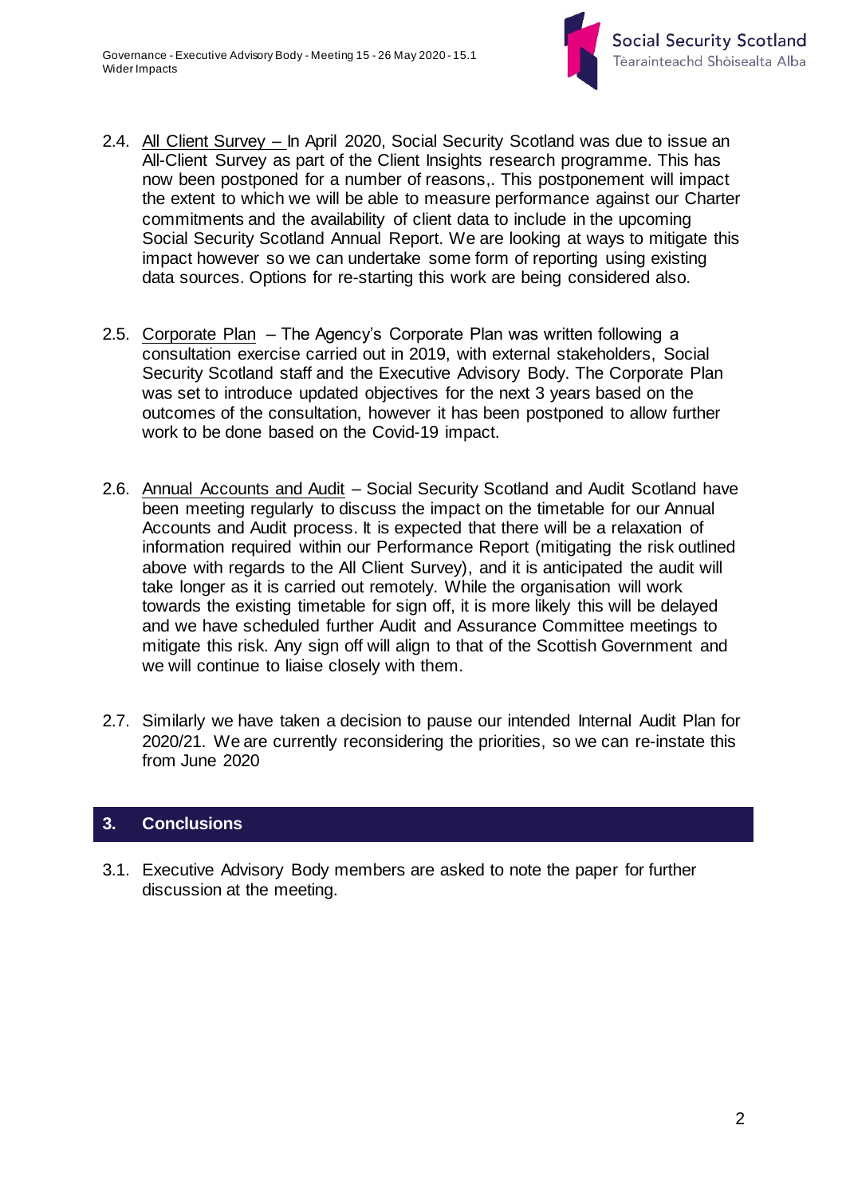2.4. All Client Survey – In April 2020, Social Security Scotland was due to issue an All-Client Survey as part of the Client Insights research programme. This has now been postponed for a number of reasons,. This postponement will impact the extent to which we will be able to measure performance against our Charter commitments and the availability of client data to include in the upcoming Social Security Scotland Annual Report. We are looking at ways to mitigate this impact however so we can undertake some form of reporting using existing data sources. Options for re-starting this work are being considered also.

2.5. Corporate Plan – The Agency's Corporate Plan was written following a consultation exercise carried out in 2019, with external stakeholders, Social Security Scotland staff and the Executive Advisory Body. The Corporate Plan was set to introduce updated objectives for the next 3 years based on the outcomes of the consultation, however it has been postponed to allow further work to be done based on the Covid-19 impact.

2.6. Annual Accounts and Audit – Social Security Scotland and Audit Scotland have been meeting regularly to discuss the impact on the timetable for our Annual Accounts and Audit process. It is expected that there will be a relaxation of information required within our Performance Report (mitigating the risk outlined above with regards to the All Client Survey), and it is anticipated the audit will take longer as it is carried out remotely. While the organisation will work towards the existing timetable for sign off, it is more likely this will be delayed and we have scheduled further Audit and Assurance Committee meetings to mitigate this risk. Any sign off will align to that of the Scottish Government and we will continue to liaise closely with them.

2.7. Similarly we have taken a decision to pause our intended Internal Audit Plan for 2020/21. We are currently reconsidering the priorities, so we can re-instate this from June 2020

## 3. Conclusions

3.1. Executive Advisory Body members are asked to note the paper for further discussion at the meeting.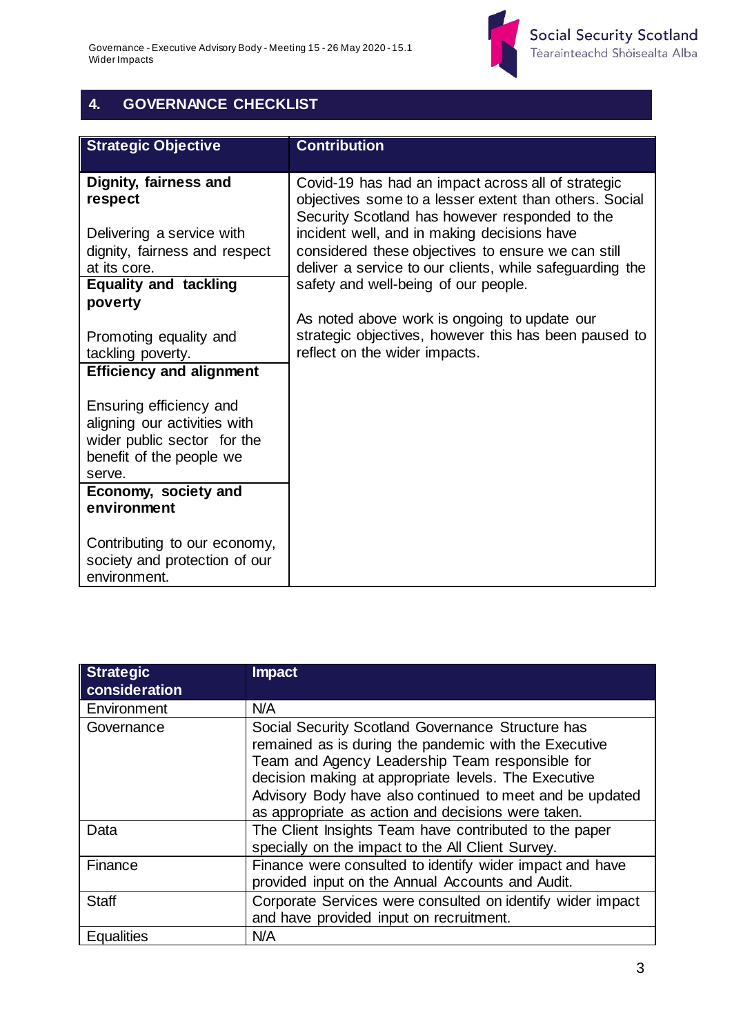## 4. GOVERNANCE CHECKLIST

| Strategic Objective | Contribution |
|---|---|
| **Dignity, fairness and respect**<br><br>Delivering a service with dignity, fairness and respect at its core. | Covid-19 has had an impact across all of strategic objectives some to a lesser extent than others. Social Security Scotland has however responded to the incident well, and in making decisions have considered these objectives to ensure we can still deliver a service to our clients, while safeguarding the safety and well-being of our people.<br><br>As noted above work is ongoing to update our strategic objectives, however this has been paused to reflect on the wider impacts. |
| **Equality and tackling poverty**<br><br>Promoting equality and tackling poverty. | |
| **Efficiency and alignment**<br><br>Ensuring efficiency and aligning our activities with wider public sector for the benefit of the people we serve. | |
| **Economy, society and environment**<br><br>Contributing to our economy, society and protection of our environment. | |

| Strategic consideration | Impact |
|---|---|
| Environment | N/A |
| Governance | Social Security Scotland Governance Structure has remained as is during the pandemic with the Executive Team and Agency Leadership Team responsible for decision making at appropriate levels. The Executive Advisory Body have also continued to meet and be updated as appropriate as action and decisions were taken. |
| Data | The Client Insights Team have contributed to the paper specially on the impact to the All Client Survey. |
| Finance | Finance were consulted to identify wider impact and have provided input on the Annual Accounts and Audit. |
| Staff | Corporate Services were consulted on identify wider impact and have provided input on recruitment. |
| Equalities | N/A |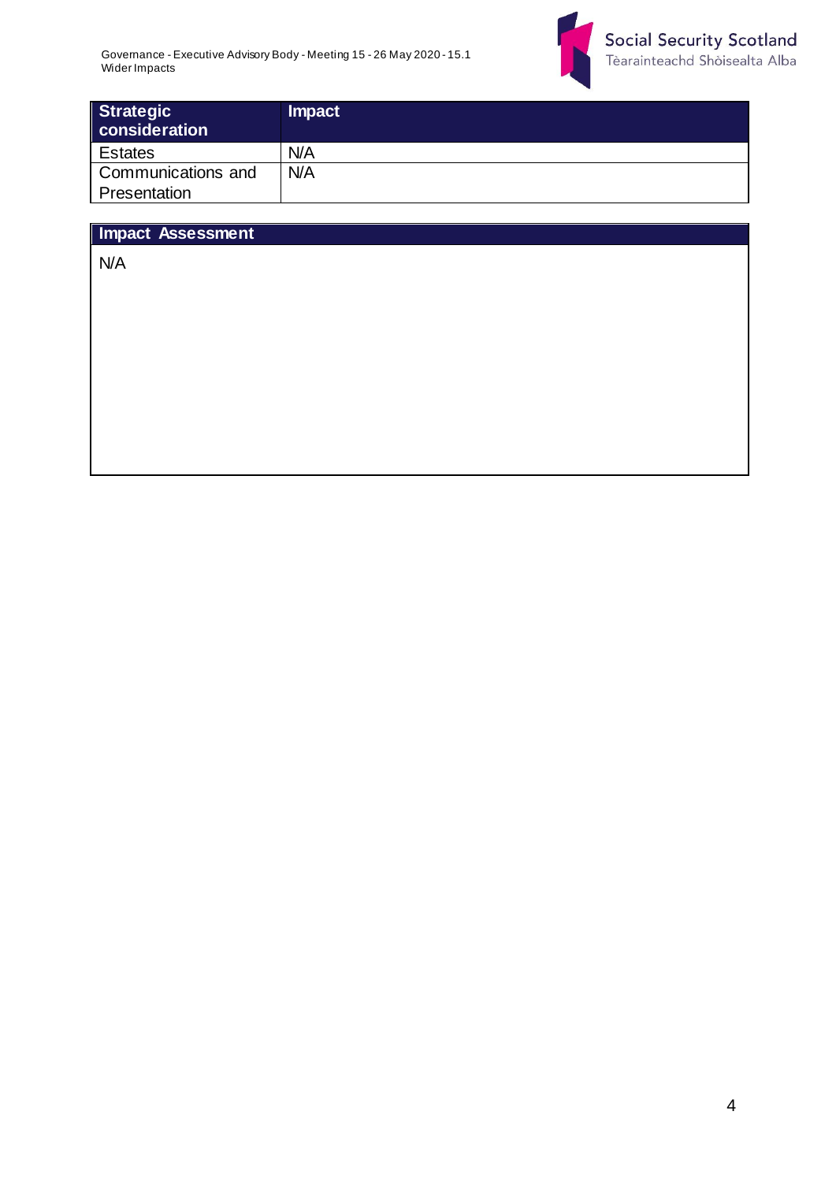| Strategic consideration | Impact |
|---|---|
| Estates | N/A |
| Communications and Presentation | N/A |

| Impact Assessment |
|---|
| N/A |